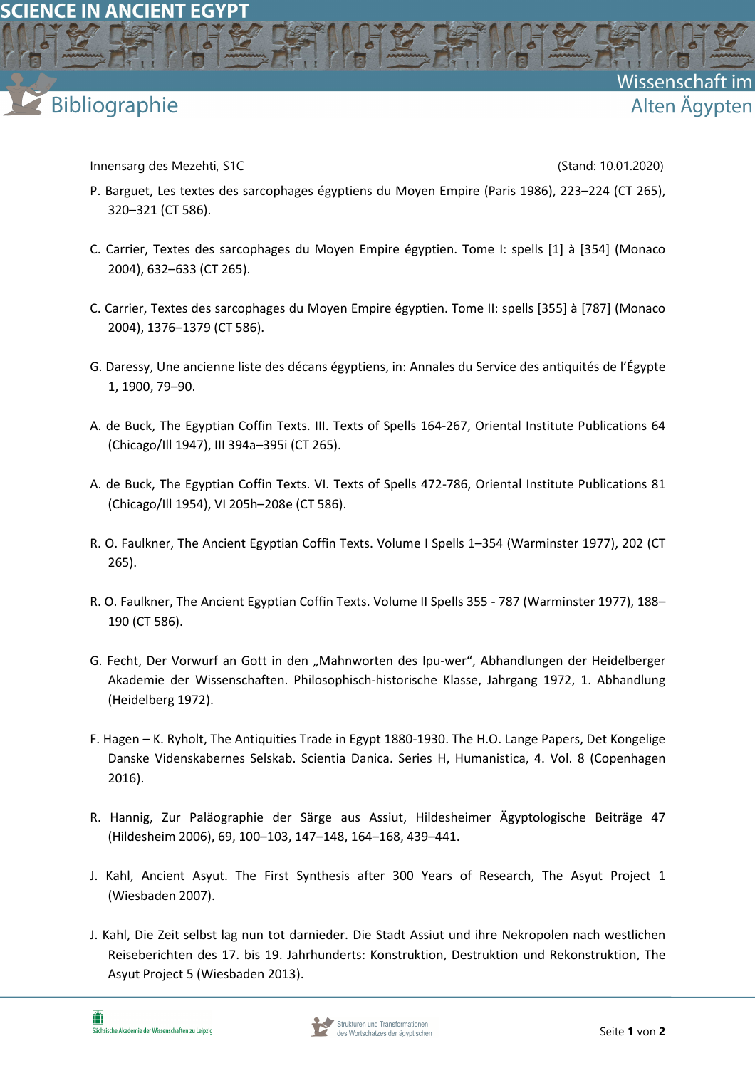Innensarg des Mezehti, S1C (Stand: 10.01.2020)

P. Barguet, Les textes des sarcophages égyptiens du Moyen Empire (Paris 1986), 223–224 (CT 265), 320–321 (CT 586).

C. Carrier, Textes des sarcophages du Moyen Empire égyptien. Tome I: spells [1] à [354] (Monaco 2004), 632–633 (CT 265).

C. Carrier, Textes des sarcophages du Moyen Empire égyptien. Tome II: spells [355] à [787] (Monaco 2004), 1376–1379 (CT 586).

G. Daressy, Une ancienne liste des décans égyptiens, in: Annales du Service des antiquités de l'Égypte 1, 1900, 79–90.

A. de Buck, The Egyptian Coffin Texts. III. Texts of Spells 164-267, Oriental Institute Publications 64 (Chicago/Ill 1947), III 394a–395i (CT 265).

A. de Buck, The Egyptian Coffin Texts. VI. Texts of Spells 472-786, Oriental Institute Publications 81 (Chicago/Ill 1954), VI 205h–208e (CT 586).

R. O. Faulkner, The Ancient Egyptian Coffin Texts. Volume I Spells 1–354 (Warminster 1977), 202 (CT 265).

R. O. Faulkner, The Ancient Egyptian Coffin Texts. Volume II Spells 355 - 787 (Warminster 1977), 188–190 (CT 586).

G. Fecht, Der Vorwurf an Gott in den „Mahnworten des Ipu-wer", Abhandlungen der Heidelberger Akademie der Wissenschaften. Philosophisch-historische Klasse, Jahrgang 1972, 1. Abhandlung (Heidelberg 1972).

F. Hagen – K. Ryholt, The Antiquities Trade in Egypt 1880-1930. The H.O. Lange Papers, Det Kongelige Danske Videnskabernes Selskab. Scientia Danica. Series H, Humanistica, 4. Vol. 8 (Copenhagen 2016).

R. Hannig, Zur Paläographie der Särge aus Assiut, Hildesheimer Ägyptologische Beiträge 47 (Hildesheim 2006), 69, 100–103, 147–148, 164–168, 439–441.

J. Kahl, Ancient Asyut. The First Synthesis after 300 Years of Research, The Asyut Project 1 (Wiesbaden 2007).

J. Kahl, Die Zeit selbst lag nun tot darnieder. Die Stadt Assiut und ihre Nekropolen nach westlichen Reiseberichten des 17. bis 19. Jahrhunderts: Konstruktion, Destruktion und Rekonstruktion, The Asyut Project 5 (Wiesbaden 2013).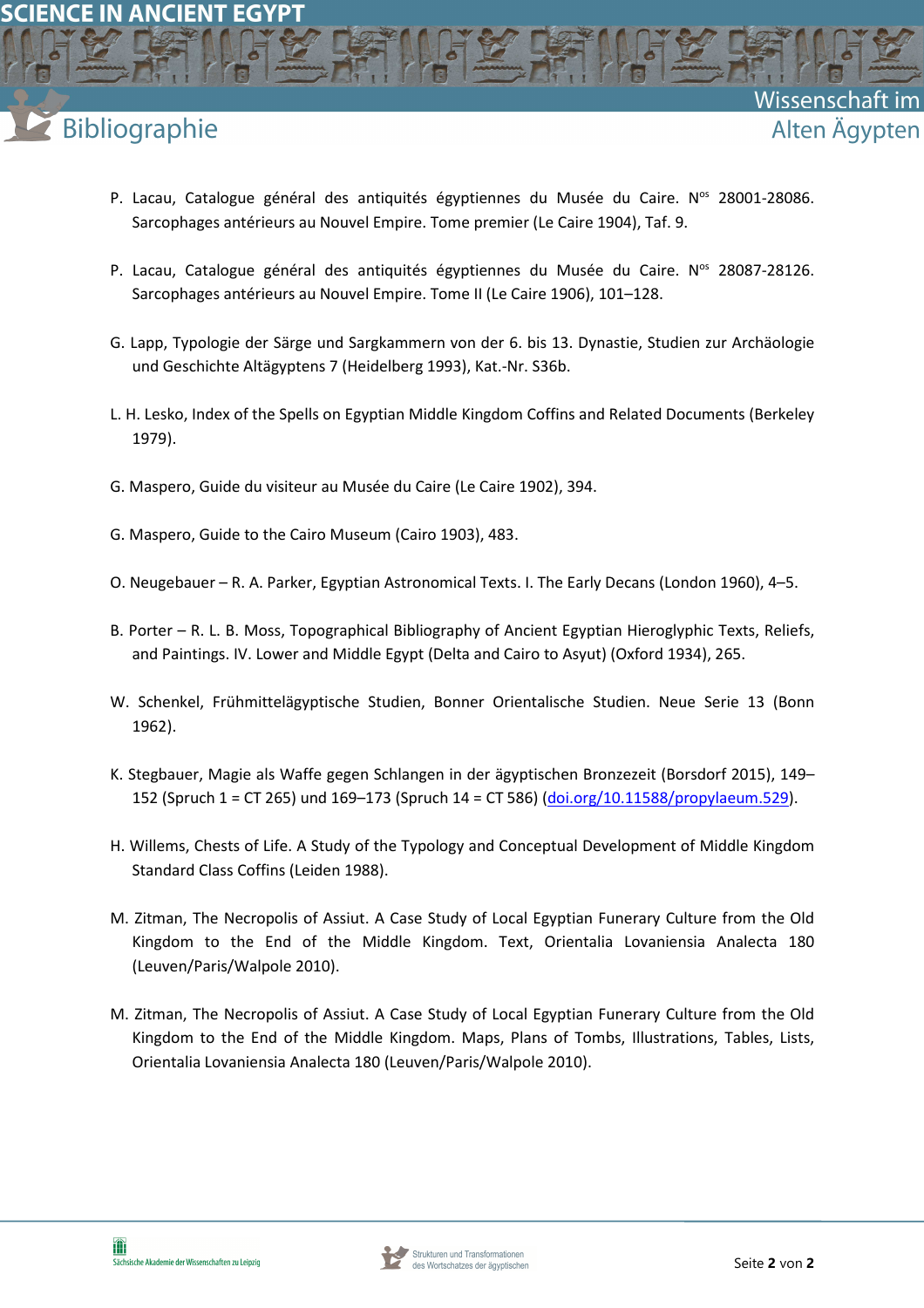P. Lacau, Catalogue général des antiquités égyptiennes du Musée du Caire. N[os] 28001-28086. Sarcophages antérieurs au Nouvel Empire. Tome premier (Le Caire 1904), Taf. 9.

P. Lacau, Catalogue général des antiquités égyptiennes du Musée du Caire. N[os] 28087-28126. Sarcophages antérieurs au Nouvel Empire. Tome II (Le Caire 1906), 101–128.

G. Lapp, Typologie der Särge und Sargkammern von der 6. bis 13. Dynastie, Studien zur Archäologie und Geschichte Altägyptens 7 (Heidelberg 1993), Kat.-Nr. S36b.

L. H. Lesko, Index of the Spells on Egyptian Middle Kingdom Coffins and Related Documents (Berkeley 1979).

G. Maspero, Guide du visiteur au Musée du Caire (Le Caire 1902), 394.

G. Maspero, Guide to the Cairo Museum (Cairo 1903), 483.

O. Neugebauer – R. A. Parker, Egyptian Astronomical Texts. I. The Early Decans (London 1960), 4–5.

B. Porter – R. L. B. Moss, Topographical Bibliography of Ancient Egyptian Hieroglyphic Texts, Reliefs, and Paintings. IV. Lower and Middle Egypt (Delta and Cairo to Asyut) (Oxford 1934), 265.

W. Schenkel, Frühmittelägyptische Studien, Bonner Orientalische Studien. Neue Serie 13 (Bonn 1962).

K. Stegbauer, Magie als Waffe gegen Schlangen in der ägyptischen Bronzezeit (Borsdorf 2015), 149–152 (Spruch 1 = CT 265) und 169–173 (Spruch 14 = CT 586) (doi.org/10.11588/propylaeum.529).

H. Willems, Chests of Life. A Study of the Typology and Conceptual Development of Middle Kingdom Standard Class Coffins (Leiden 1988).

M. Zitman, The Necropolis of Assiut. A Case Study of Local Egyptian Funerary Culture from the Old Kingdom to the End of the Middle Kingdom. Text, Orientalia Lovaniensia Analecta 180 (Leuven/Paris/Walpole 2010).

M. Zitman, The Necropolis of Assiut. A Case Study of Local Egyptian Funerary Culture from the Old Kingdom to the End of the Middle Kingdom. Maps, Plans of Tombs, Illustrations, Tables, Lists, Orientalia Lovaniensia Analecta 180 (Leuven/Paris/Walpole 2010).